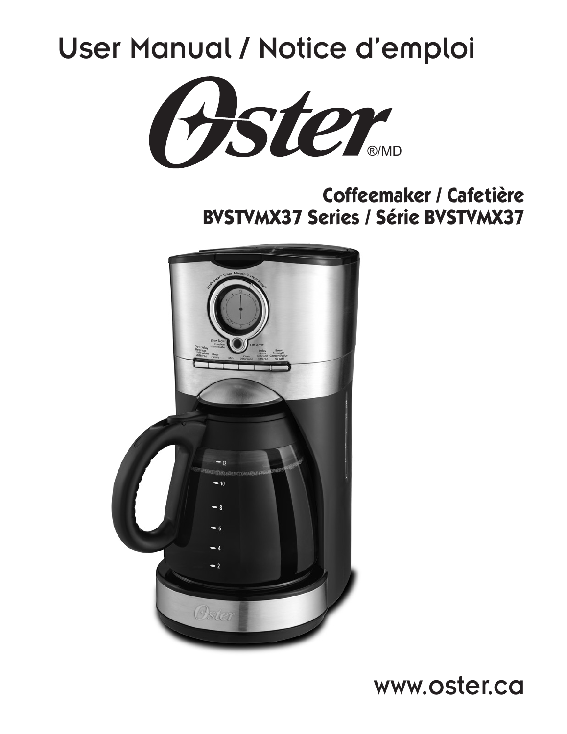# User Manual / Notice d'emploi

Oster®/MD

## Coffeemaker / Cafetière
## BVSTVMX37 Series / Série BVSTVMX37

www.oster.ca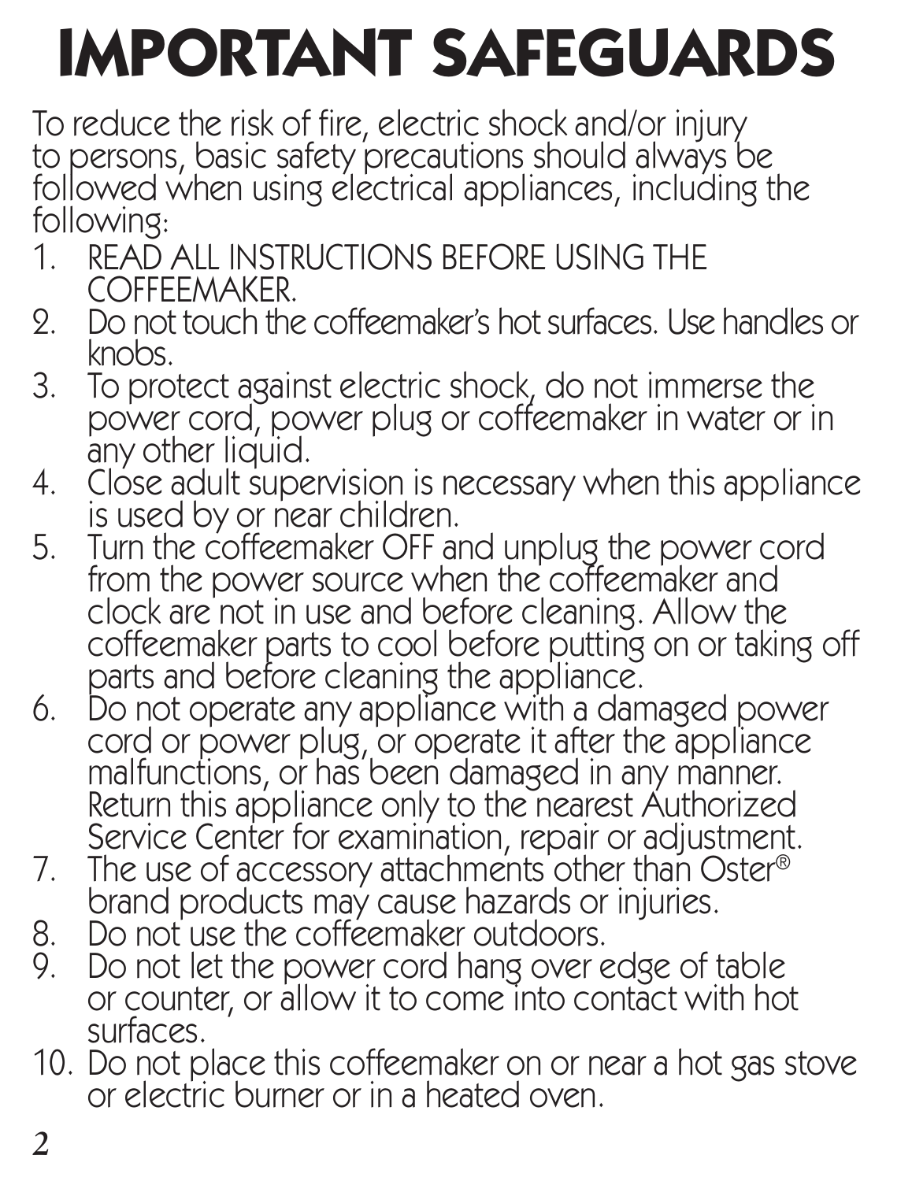# IMPORTANT SAFEGUARDS

To reduce the risk of fire, electric shock and/or injury to persons, basic safety precautions should always be followed when using electrical appliances, including the following:

1. READ ALL INSTRUCTIONS BEFORE USING THE COFFEEMAKER.
2. Do not touch the coffeemaker's hot surfaces. Use handles or knobs.
3. To protect against electric shock, do not immerse the power cord, power plug or coffeemaker in water or in any other liquid.
4. Close adult supervision is necessary when this appliance is used by or near children.
5. Turn the coffeemaker OFF and unplug the power cord from the power source when the coffeemaker and clock are not in use and before cleaning. Allow the coffeemaker parts to cool before putting on or taking off parts and before cleaning the appliance.
6. Do not operate any appliance with a damaged power cord or power plug, or operate it after the appliance malfunctions, or has been damaged in any manner. Return this appliance only to the nearest Authorized Service Center for examination, repair or adjustment.
7. The use of accessory attachments other than Oster® brand products may cause hazards or injuries.
8. Do not use the coffeemaker outdoors.
9. Do not let the power cord hang over edge of table or counter, or allow it to come into contact with hot surfaces.
10. Do not place this coffeemaker on or near a hot gas stove or electric burner or in a heated oven.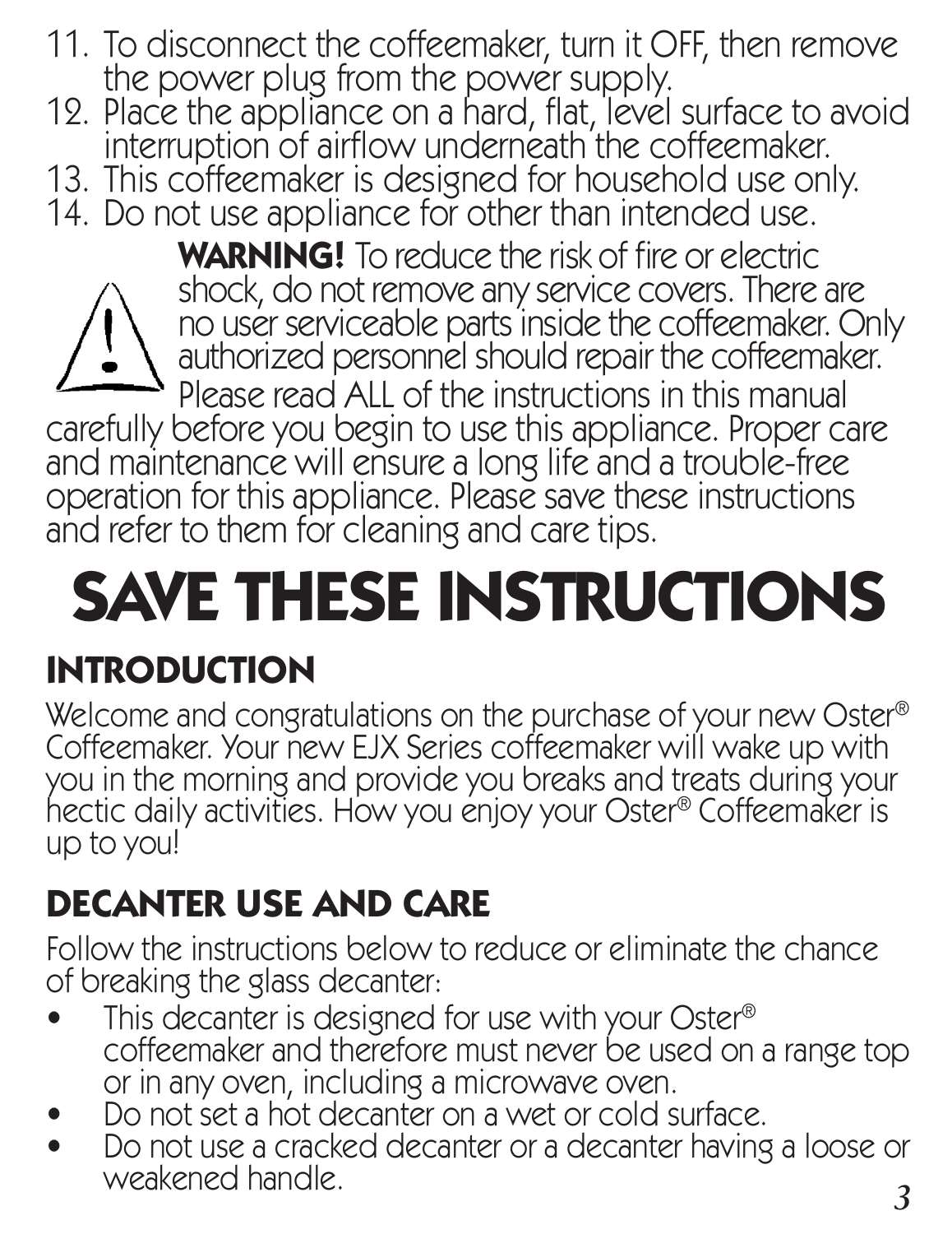11. To disconnect the coffeemaker, turn it OFF, then remove the power plug from the power supply.
12. Place the appliance on a hard, flat, level surface to avoid interruption of airflow underneath the coffeemaker.
13. This coffeemaker is designed for household use only.
14. Do not use appliance for other than intended use.

**WARNING!** To reduce the risk of fire or electric shock, do not remove any service covers. There are no user serviceable parts inside the coffeemaker. Only authorized personnel should repair the coffeemaker.

Please read ALL of the instructions in this manual carefully before you begin to use this appliance. Proper care and maintenance will ensure a long life and a trouble-free operation for this appliance. Please save these instructions and refer to them for cleaning and care tips.

# SAVE THESE INSTRUCTIONS

## INTRODUCTION

Welcome and congratulations on the purchase of your new Oster® Coffeemaker. Your new EJX Series coffeemaker will wake up with you in the morning and provide you breaks and treats during your hectic daily activities. How you enjoy your Oster® Coffeemaker is up to you!

## DECANTER USE AND CARE

Follow the instructions below to reduce or eliminate the chance of breaking the glass decanter:

- This decanter is designed for use with your Oster® coffeemaker and therefore must never be used on a range top or in any oven, including a microwave oven.
- Do not set a hot decanter on a wet or cold surface.
- Do not use a cracked decanter or a decanter having a loose or weakened handle.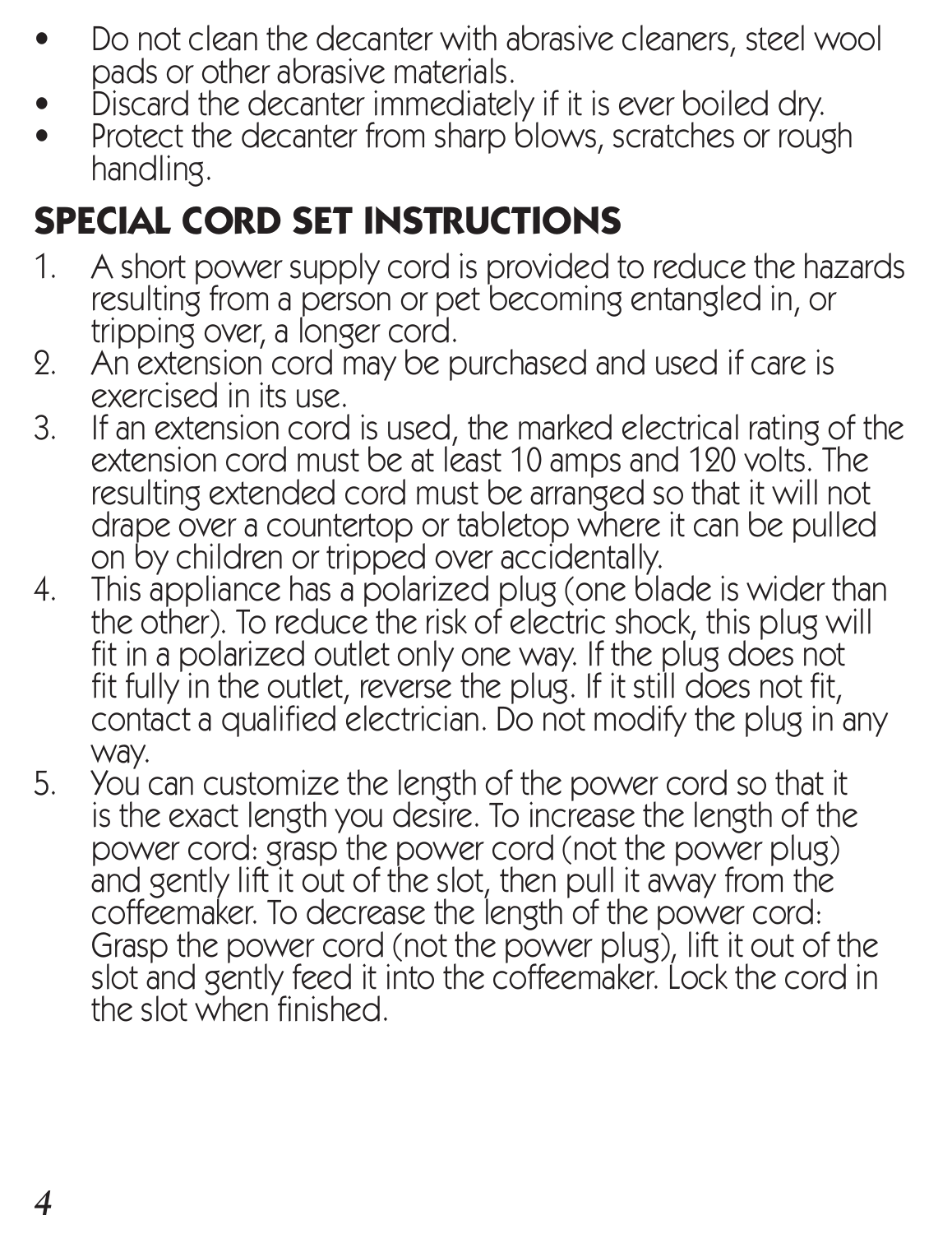- Do not clean the decanter with abrasive cleaners, steel wool pads or other abrasive materials.
- Discard the decanter immediately if it is ever boiled dry.
- Protect the decanter from sharp blows, scratches or rough handling.

## SPECIAL CORD SET INSTRUCTIONS

1. A short power supply cord is provided to reduce the hazards resulting from a person or pet becoming entangled in, or tripping over, a longer cord.
2. An extension cord may be purchased and used if care is exercised in its use.
3. If an extension cord is used, the marked electrical rating of the extension cord must be at least 10 amps and 120 volts. The resulting extended cord must be arranged so that it will not drape over a countertop or tabletop where it can be pulled on by children or tripped over accidentally.
4. This appliance has a polarized plug (one blade is wider than the other). To reduce the risk of electric shock, this plug will fit in a polarized outlet only one way. If the plug does not fit fully in the outlet, reverse the plug. If it still does not fit, contact a qualified electrician. Do not modify the plug in any way.
5. You can customize the length of the power cord so that it is the exact length you desire. To increase the length of the power cord: grasp the power cord (not the power plug) and gently lift it out of the slot, then pull it away from the coffeemaker. To decrease the length of the power cord: Grasp the power cord (not the power plug), lift it out of the slot and gently feed it into the coffeemaker. Lock the cord in the slot when finished.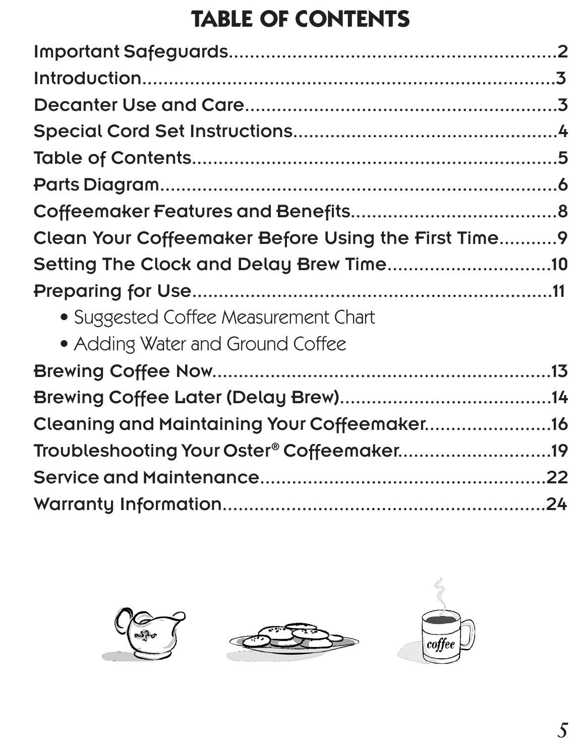# TABLE OF CONTENTS

Important Safeguards..........................................................2

Introduction..........................................................................3

Decanter Use and Care........................................................3

Special Cord Set Instructions...............................................4

Table of Contents.................................................................5

Parts Diagram.......................................................................6

Coffeemaker Features and Benefits......................................8

Clean Your Coffeemaker Before Using the First Time...........9

Setting The Clock and Delay Brew Time..............................10

Preparing for Use.................................................................11

- Suggested Coffee Measurement Chart
- Adding Water and Ground Coffee

Brewing Coffee Now............................................................13

Brewing Coffee Later (Delay Brew)......................................14

Cleaning and Maintaining Your Coffeemaker........................16

Troubleshooting Your Oster® Coffeemaker...........................19

Service and Maintenance.....................................................22

Warranty Information...........................................................24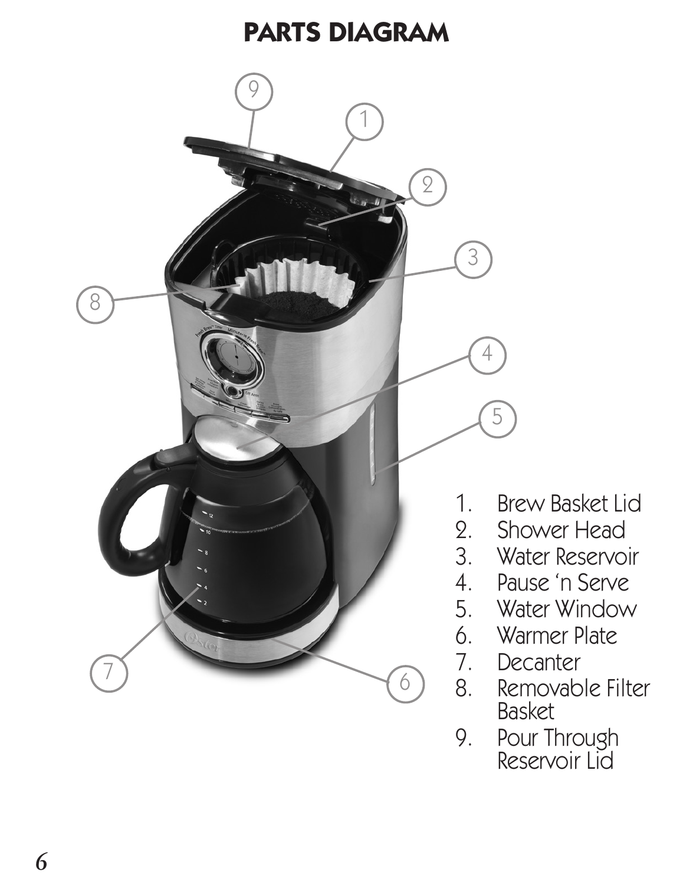# PARTS DIAGRAM

1. Brew Basket Lid
2. Shower Head
3. Water Reservoir
4. Pause 'n Serve
5. Water Window
6. Warmer Plate
7. Decanter
8. Removable Filter Basket
9. Pour Through Reservoir Lid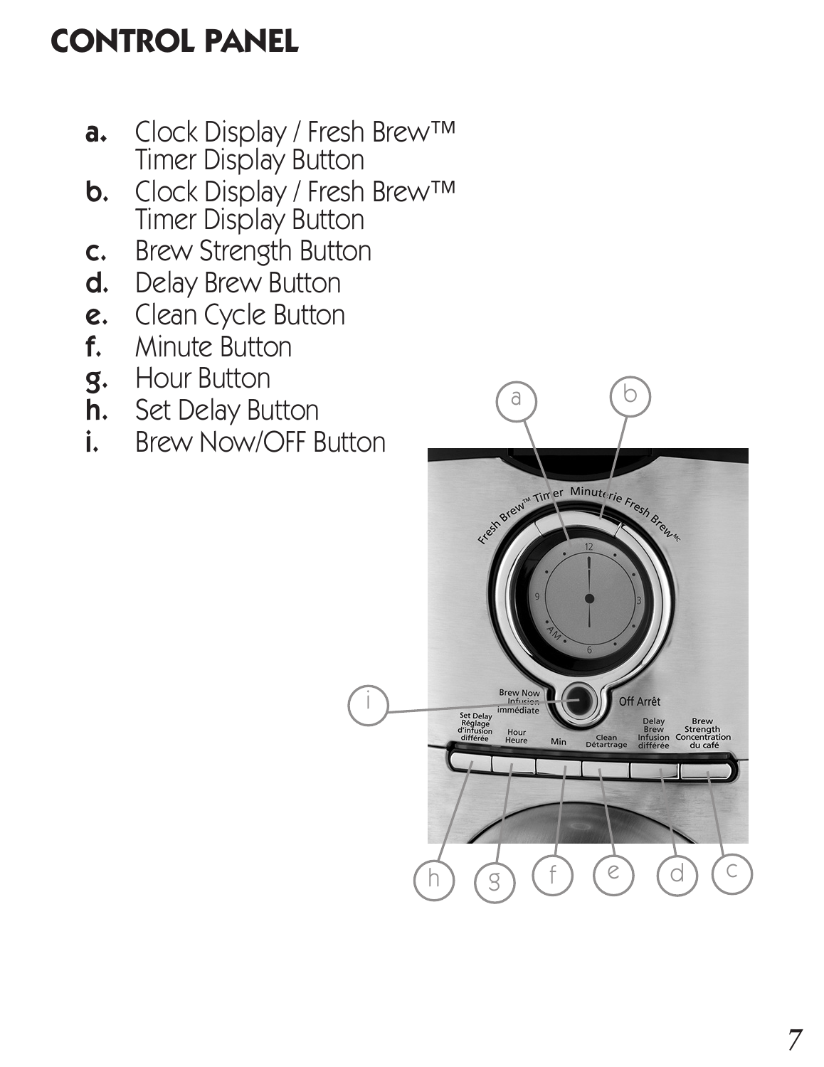# CONTROL PANEL

- **a.** Clock Display / Fresh Brew™ Timer Display Button
- **b.** Clock Display / Fresh Brew™ Timer Display Button
- **c.** Brew Strength Button
- **d.** Delay Brew Button
- **e.** Clean Cycle Button
- **f.** Minute Button
- **g.** Hour Button
- **h.** Set Delay Button
- **i.** Brew Now/OFF Button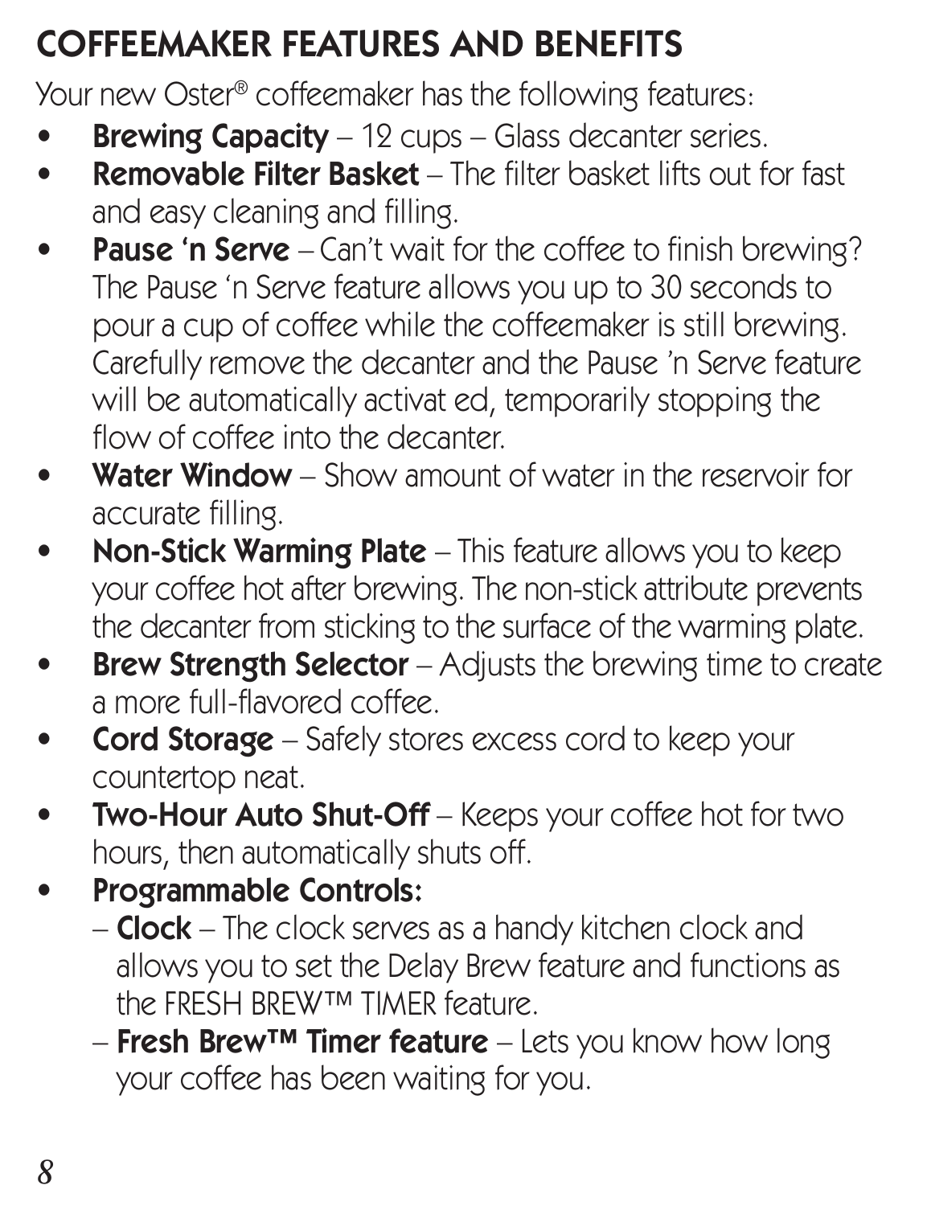## COFFEEMAKER FEATURES AND BENEFITS

Your new Oster® coffeemaker has the following features:

- **Brewing Capacity** – 12 cups – Glass decanter series.
- **Removable Filter Basket** – The filter basket lifts out for fast and easy cleaning and filling.
- **Pause 'n Serve** – Can't wait for the coffee to finish brewing? The Pause 'n Serve feature allows you up to 30 seconds to pour a cup of coffee while the coffeemaker is still brewing. Carefully remove the decanter and the Pause 'n Serve feature will be automatically activat ed, temporarily stopping the flow of coffee into the decanter.
- **Water Window** – Show amount of water in the reservoir for accurate filling.
- **Non-Stick Warming Plate** – This feature allows you to keep your coffee hot after brewing. The non-stick attribute prevents the decanter from sticking to the surface of the warming plate.
- **Brew Strength Selector** – Adjusts the brewing time to create a more full-flavored coffee.
- **Cord Storage** – Safely stores excess cord to keep your countertop neat.
- **Two-Hour Auto Shut-Off** – Keeps your coffee hot for two hours, then automatically shuts off.
- **Programmable Controls:**
  - **Clock** – The clock serves as a handy kitchen clock and allows you to set the Delay Brew feature and functions as the FRESH BREW™ TIMER feature.
  - **Fresh Brew™ Timer feature** – Lets you know how long your coffee has been waiting for you.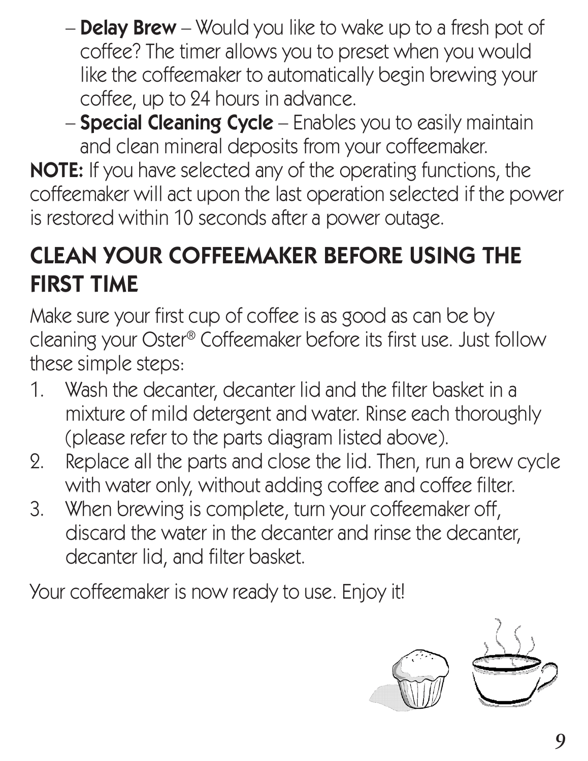– **Delay Brew** – Would you like to wake up to a fresh pot of coffee? The timer allows you to preset when you would like the coffeemaker to automatically begin brewing your coffee, up to 24 hours in advance.
– **Special Cleaning Cycle** – Enables you to easily maintain and clean mineral deposits from your coffeemaker.

**NOTE:** If you have selected any of the operating functions, the coffeemaker will act upon the last operation selected if the power is restored within 10 seconds after a power outage.

## CLEAN YOUR COFFEEMAKER BEFORE USING THE FIRST TIME

Make sure your first cup of coffee is as good as can be by cleaning your Oster® Coffeemaker before its first use. Just follow these simple steps:

1. Wash the decanter, decanter lid and the filter basket in a mixture of mild detergent and water. Rinse each thoroughly (please refer to the parts diagram listed above).
2. Replace all the parts and close the lid. Then, run a brew cycle with water only, without adding coffee and coffee filter.
3. When brewing is complete, turn your coffeemaker off, discard the water in the decanter and rinse the decanter, decanter lid, and filter basket.

Your coffeemaker is now ready to use. Enjoy it!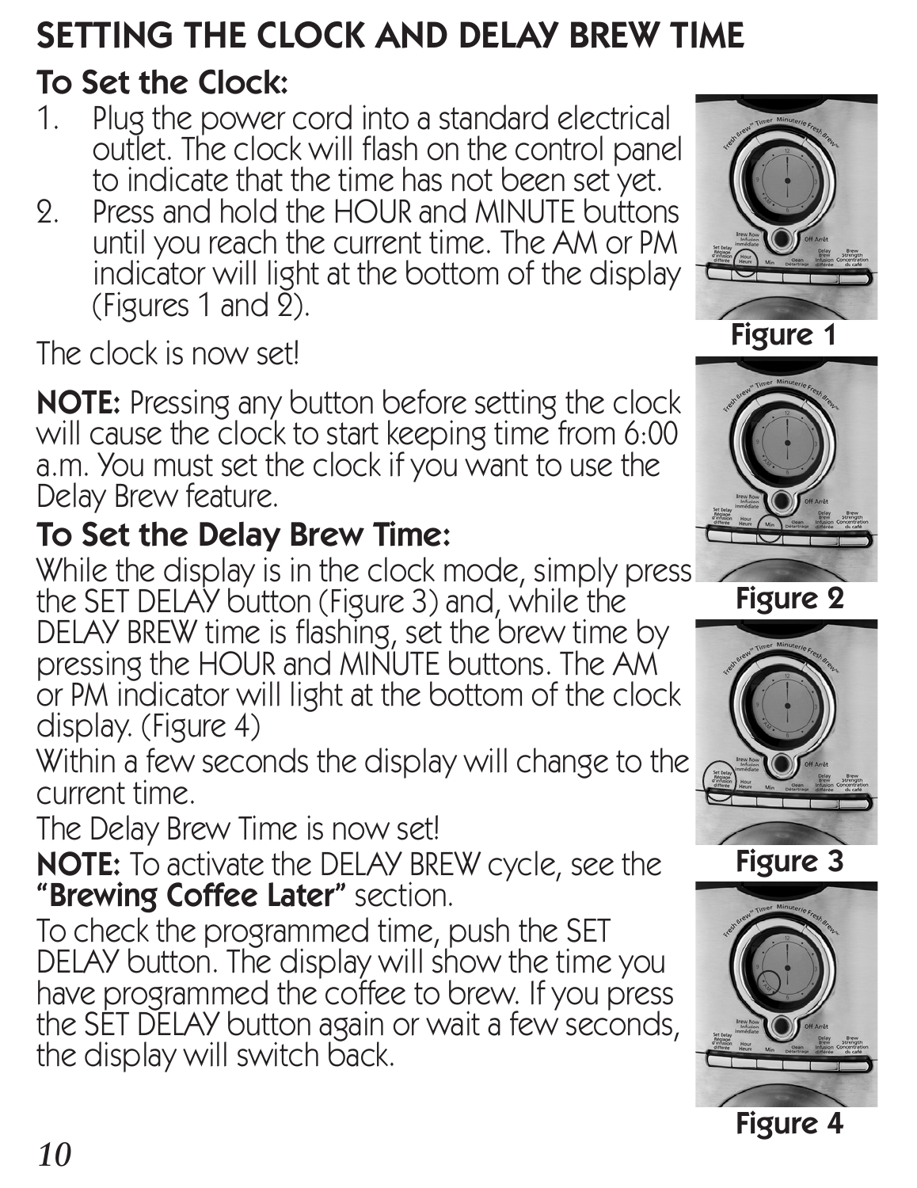# SETTING THE CLOCK AND DELAY BREW TIME

## To Set the Clock:

1. Plug the power cord into a standard electrical outlet. The clock will flash on the control panel to indicate that the time has not been set yet.
2. Press and hold the HOUR and MINUTE buttons until you reach the current time. The AM or PM indicator will light at the bottom of the display (Figures 1 and 2).

The clock is now set!

**NOTE:** Pressing any button before setting the clock will cause the clock to start keeping time from 6:00 a.m. You must set the clock if you want to use the Delay Brew feature.

## To Set the Delay Brew Time:

While the display is in the clock mode, simply press the SET DELAY button (Figure 3) and, while the DELAY BREW time is flashing, set the brew time by pressing the HOUR and MINUTE buttons. The AM or PM indicator will light at the bottom of the clock display. (Figure 4)

Within a few seconds the display will change to the current time.

The Delay Brew Time is now set!

**NOTE:** To activate the DELAY BREW cycle, see the **"Brewing Coffee Later"** section.

To check the programmed time, push the SET DELAY button. The display will show the time you have programmed the coffee to brew. If you press the SET DELAY button again or wait a few seconds, the display will switch back.

Figure 1

Figure 2

Figure 3

Figure 4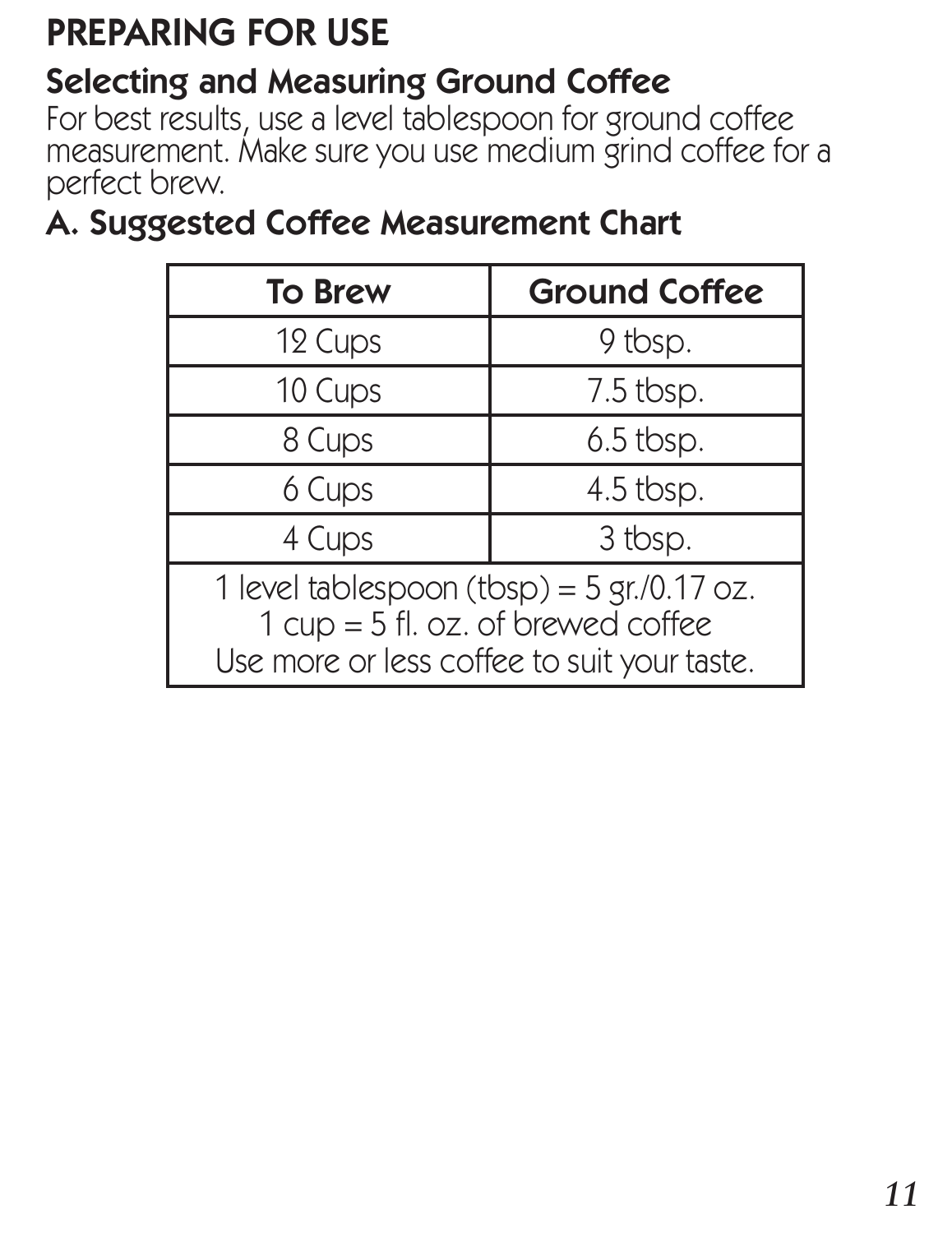# PREPARING FOR USE

## Selecting and Measuring Ground Coffee

For best results, use a level tablespoon for ground coffee measurement. Make sure you use medium grind coffee for a perfect brew.

## A. Suggested Coffee Measurement Chart

| To Brew | Ground Coffee |
|---|---|
| 12 Cups | 9 tbsp. |
| 10 Cups | 7.5 tbsp. |
| 8 Cups | 6.5 tbsp. |
| 6 Cups | 4.5 tbsp. |
| 4 Cups | 3 tbsp. |
| 1 level tablespoon (tbsp) = 5 gr./0.17 oz.<br>1 cup = 5 fl. oz. of brewed coffee<br>Use more or less coffee to suit your taste. | |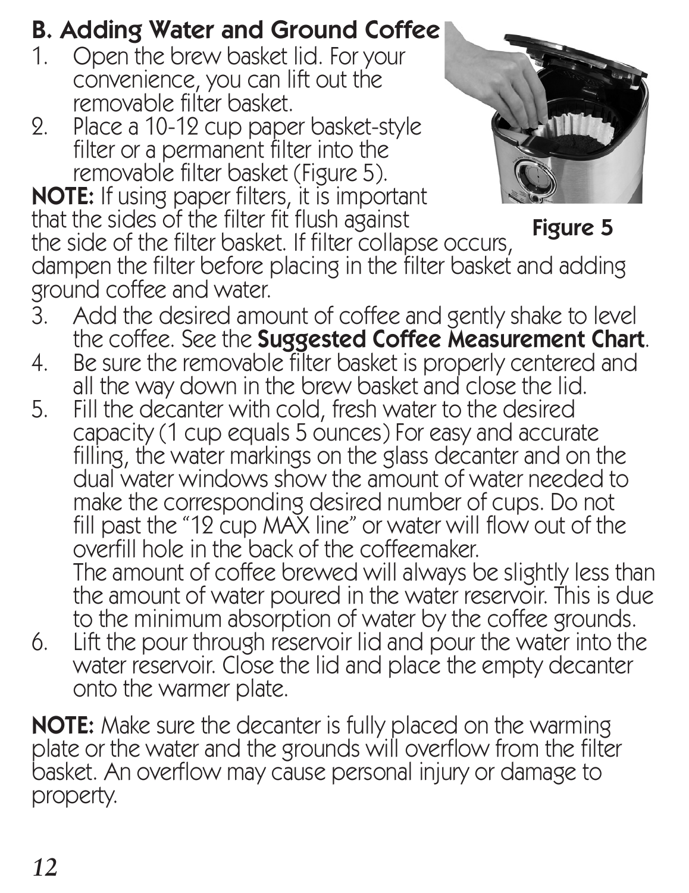## B. Adding Water and Ground Coffee

1. Open the brew basket lid. For your convenience, you can lift out the removable filter basket.
2. Place a 10-12 cup paper basket-style filter or a permanent filter into the removable filter basket (Figure 5).

**NOTE:** If using paper filters, it is important that the sides of the filter fit flush against the side of the filter basket. If filter collapse occurs, dampen the filter before placing in the filter basket and adding ground coffee and water.

Figure 5

3. Add the desired amount of coffee and gently shake to level the coffee. See the **Suggested Coffee Measurement Chart**.
4. Be sure the removable filter basket is properly centered and all the way down in the brew basket and close the lid.
5. Fill the decanter with cold, fresh water to the desired capacity (1 cup equals 5 ounces) For easy and accurate filling, the water markings on the glass decanter and on the dual water windows show the amount of water needed to make the corresponding desired number of cups. Do not fill past the "12 cup MAX line" or water will flow out of the overfill hole in the back of the coffeemaker.
   The amount of coffee brewed will always be slightly less than the amount of water poured in the water reservoir. This is due to the minimum absorption of water by the coffee grounds.
6. Lift the pour through reservoir lid and pour the water into the water reservoir. Close the lid and place the empty decanter onto the warmer plate.

**NOTE:** Make sure the decanter is fully placed on the warming plate or the water and the grounds will overflow from the filter basket. An overflow may cause personal injury or damage to property.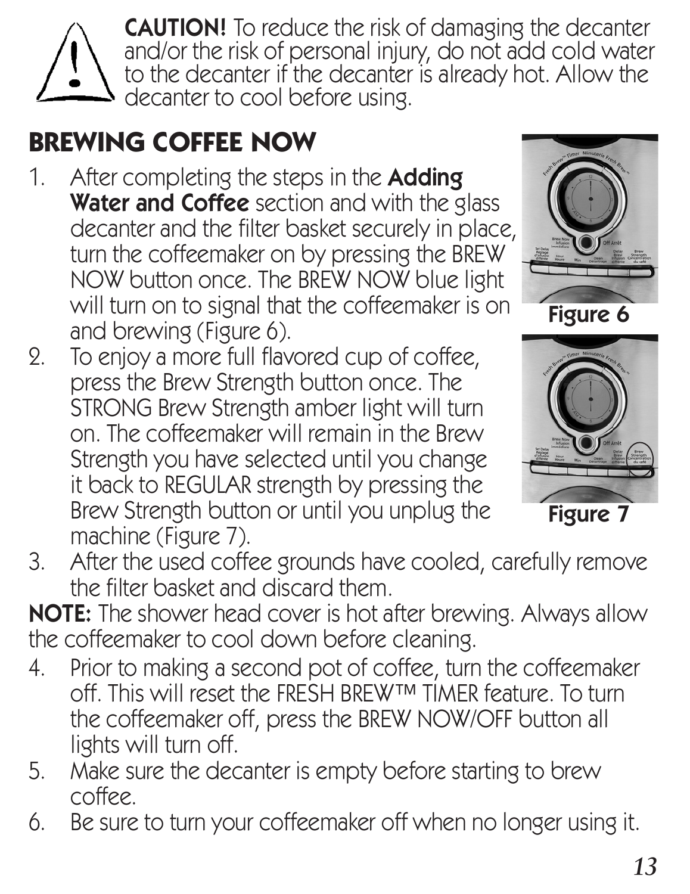**CAUTION!** To reduce the risk of damaging the decanter and/or the risk of personal injury, do not add cold water to the decanter if the decanter is already hot. Allow the decanter to cool before using.

## BREWING COFFEE NOW

1. After completing the steps in the **Adding Water and Coffee** section and with the glass decanter and the filter basket securely in place, turn the coffeemaker on by pressing the BREW NOW button once. The BREW NOW blue light will turn on to signal that the coffeemaker is on and brewing (Figure 6).
2. To enjoy a more full flavored cup of coffee, press the Brew Strength button once. The STRONG Brew Strength amber light will turn on. The coffeemaker will remain in the Brew Strength you have selected until you change it back to REGULAR strength by pressing the Brew Strength button or until you unplug the machine (Figure 7).
3. After the used coffee grounds have cooled, carefully remove the filter basket and discard them.

**Figure 6**

**Figure 7**

**NOTE:** The shower head cover is hot after brewing. Always allow the coffeemaker to cool down before cleaning.

4. Prior to making a second pot of coffee, turn the coffeemaker off. This will reset the FRESH BREW™ TIMER feature. To turn the coffeemaker off, press the BREW NOW/OFF button all lights will turn off.
5. Make sure the decanter is empty before starting to brew coffee.
6. Be sure to turn your coffeemaker off when no longer using it.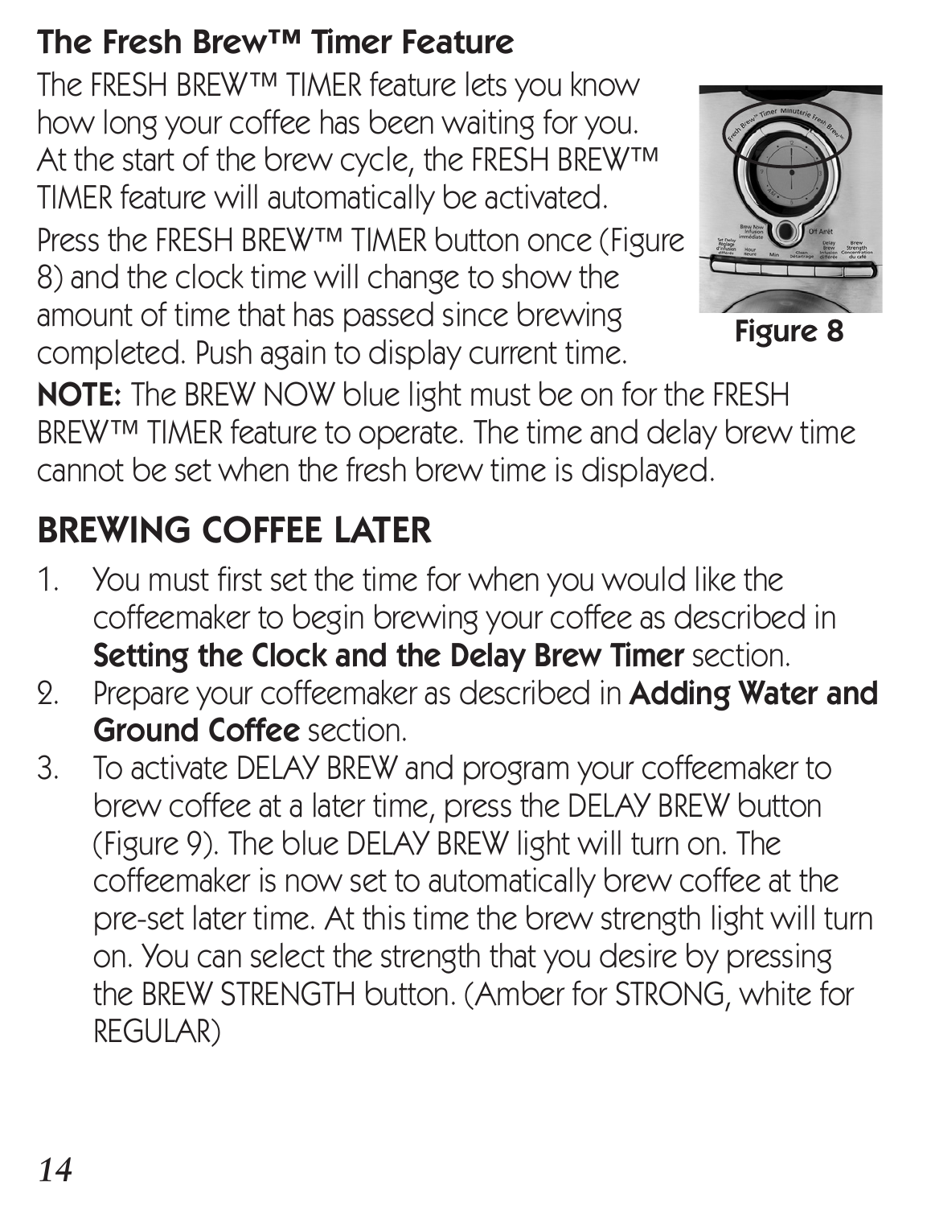## The Fresh Brew™ Timer Feature

The FRESH BREW™ TIMER feature lets you know how long your coffee has been waiting for you. At the start of the brew cycle, the FRESH BREW™ TIMER feature will automatically be activated.

Press the FRESH BREW™ TIMER button once (Figure 8) and the clock time will change to show the amount of time that has passed since brewing completed. Push again to display current time.

Figure 8

**NOTE:** The BREW NOW blue light must be on for the FRESH BREW™ TIMER feature to operate. The time and delay brew time cannot be set when the fresh brew time is displayed.

## BREWING COFFEE LATER

1. You must first set the time for when you would like the coffeemaker to begin brewing your coffee as described in **Setting the Clock and the Delay Brew Timer** section.
2. Prepare your coffeemaker as described in **Adding Water and Ground Coffee** section.
3. To activate DELAY BREW and program your coffeemaker to brew coffee at a later time, press the DELAY BREW button (Figure 9). The blue DELAY BREW light will turn on. The coffeemaker is now set to automatically brew coffee at the pre-set later time. At this time the brew strength light will turn on. You can select the strength that you desire by pressing the BREW STRENGTH button. (Amber for STRONG, white for REGULAR)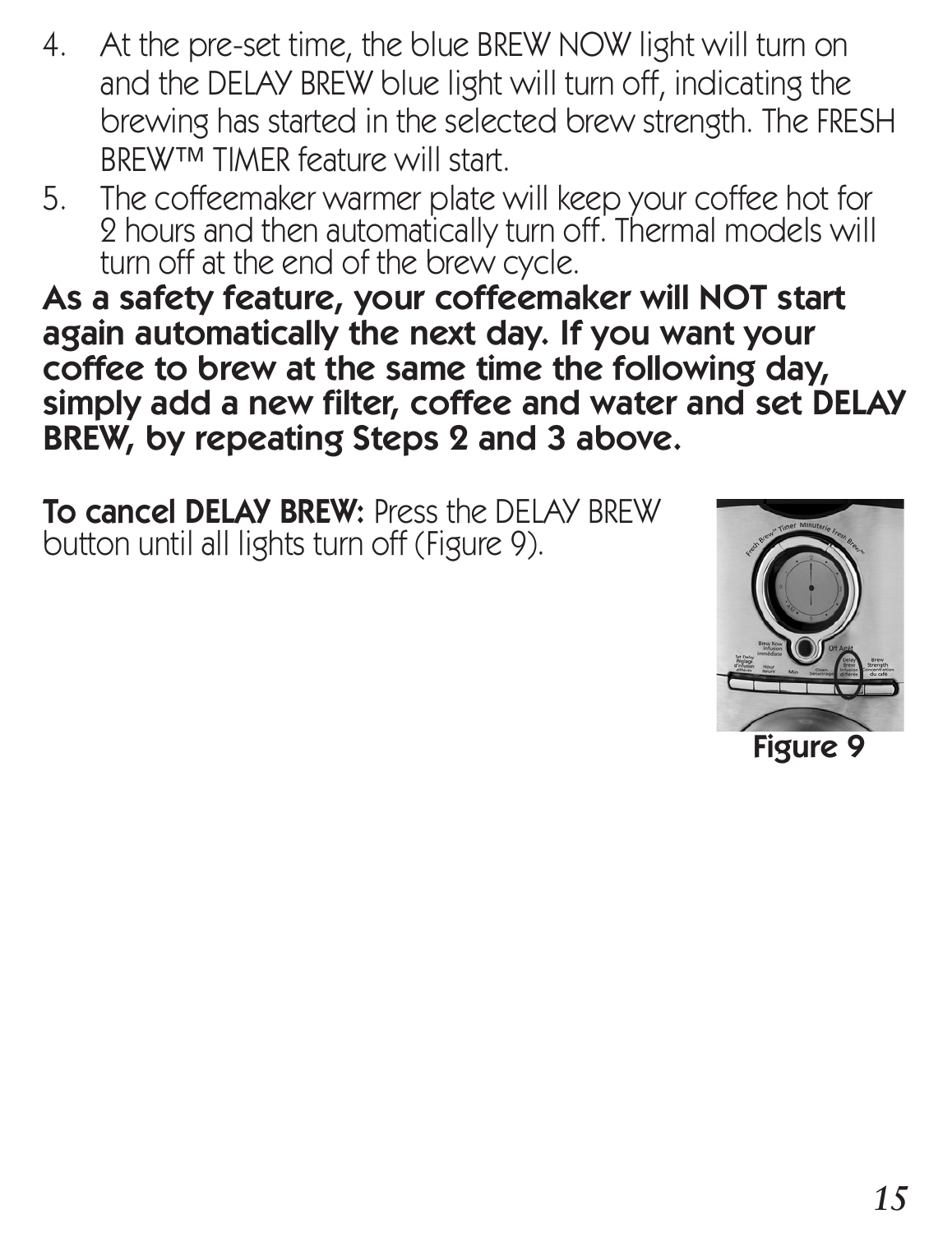4. At the pre-set time, the blue BREW NOW light will turn on and the DELAY BREW blue light will turn off, indicating the brewing has started in the selected brew strength. The FRESH BREW™ TIMER feature will start.
5. The coffeemaker warmer plate will keep your coffee hot for 2 hours and then automatically turn off. Thermal models will turn off at the end of the brew cycle.

**As a safety feature, your coffeemaker will NOT start again automatically the next day. If you want your coffee to brew at the same time the following day, simply add a new filter, coffee and water and set DELAY BREW, by repeating Steps 2 and 3 above.**

**To cancel DELAY BREW:** Press the DELAY BREW button until all lights turn off (Figure 9).

Figure 9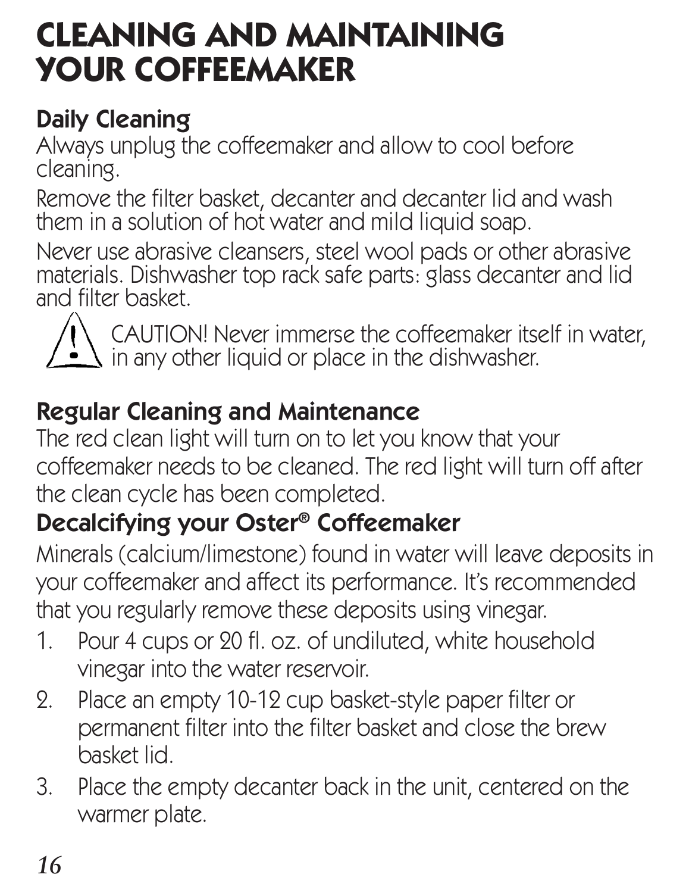# CLEANING AND MAINTAINING YOUR COFFEEMAKER

## Daily Cleaning

Always unplug the coffeemaker and allow to cool before cleaning.

Remove the filter basket, decanter and decanter lid and wash them in a solution of hot water and mild liquid soap.

Never use abrasive cleansers, steel wool pads or other abrasive materials. Dishwasher top rack safe parts: glass decanter and lid and filter basket.

⚠ CAUTION! Never immerse the coffeemaker itself in water, in any other liquid or place in the dishwasher.

## Regular Cleaning and Maintenance

The red clean light will turn on to let you know that your coffeemaker needs to be cleaned. The red light will turn off after the clean cycle has been completed.

## Decalcifying your Oster® Coffeemaker

Minerals (calcium/limestone) found in water will leave deposits in your coffeemaker and affect its performance. It's recommended that you regularly remove these deposits using vinegar.

1. Pour 4 cups or 20 fl. oz. of undiluted, white household vinegar into the water reservoir.
2. Place an empty 10-12 cup basket-style paper filter or permanent filter into the filter basket and close the brew basket lid.
3. Place the empty decanter back in the unit, centered on the warmer plate.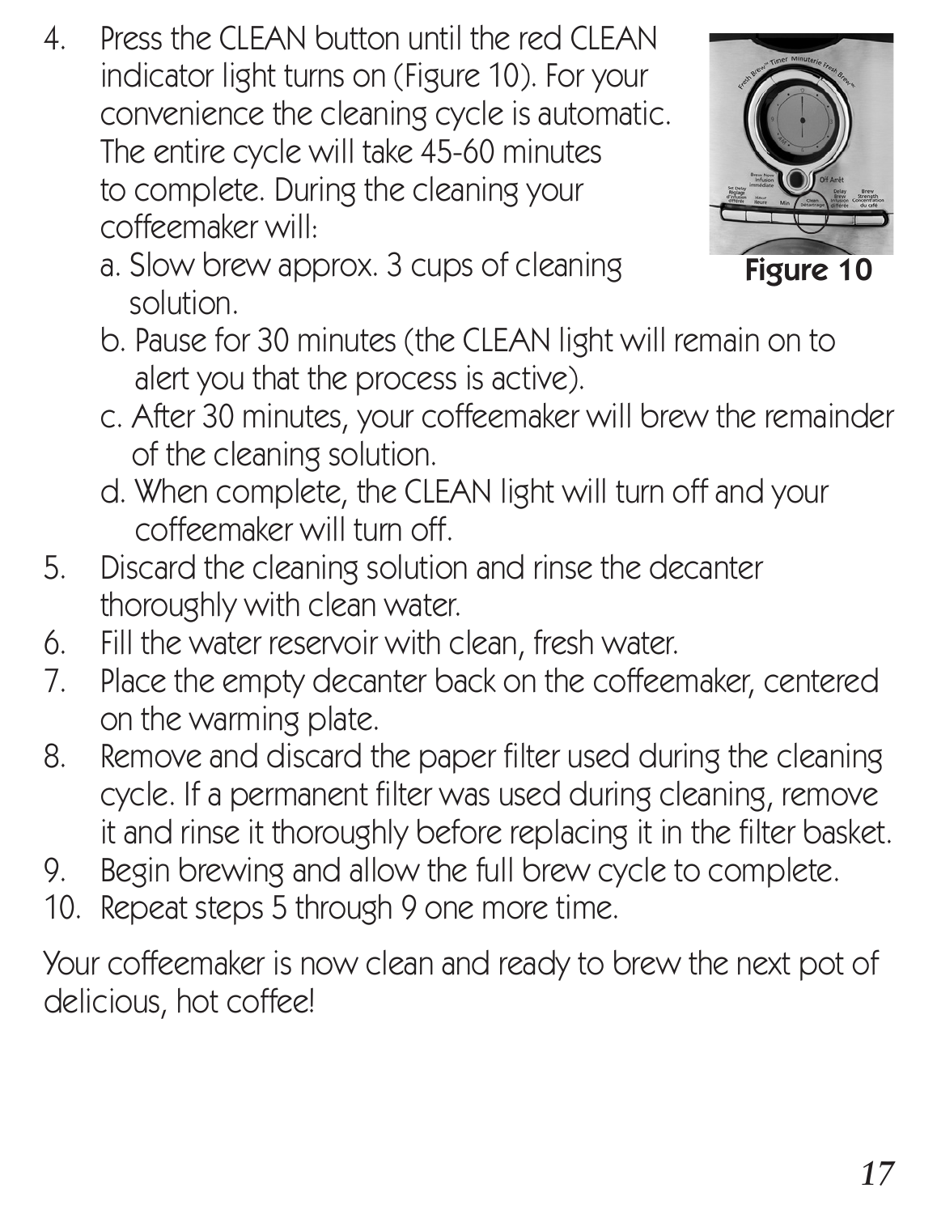4. Press the CLEAN button until the red CLEAN indicator light turns on (Figure 10). For your convenience the cleaning cycle is automatic. The entire cycle will take 45-60 minutes to complete. During the cleaning your coffeemaker will:
   a. Slow brew approx. 3 cups of cleaning solution.
   b. Pause for 30 minutes (the CLEAN light will remain on to alert you that the process is active).
   c. After 30 minutes, your coffeemaker will brew the remainder of the cleaning solution.
   d. When complete, the CLEAN light will turn off and your coffeemaker will turn off.

**Figure 10**

5. Discard the cleaning solution and rinse the decanter thoroughly with clean water.
6. Fill the water reservoir with clean, fresh water.
7. Place the empty decanter back on the coffeemaker, centered on the warming plate.
8. Remove and discard the paper filter used during the cleaning cycle. If a permanent filter was used during cleaning, remove it and rinse it thoroughly before replacing it in the filter basket.
9. Begin brewing and allow the full brew cycle to complete.
10. Repeat steps 5 through 9 one more time.

Your coffeemaker is now clean and ready to brew the next pot of delicious, hot coffee!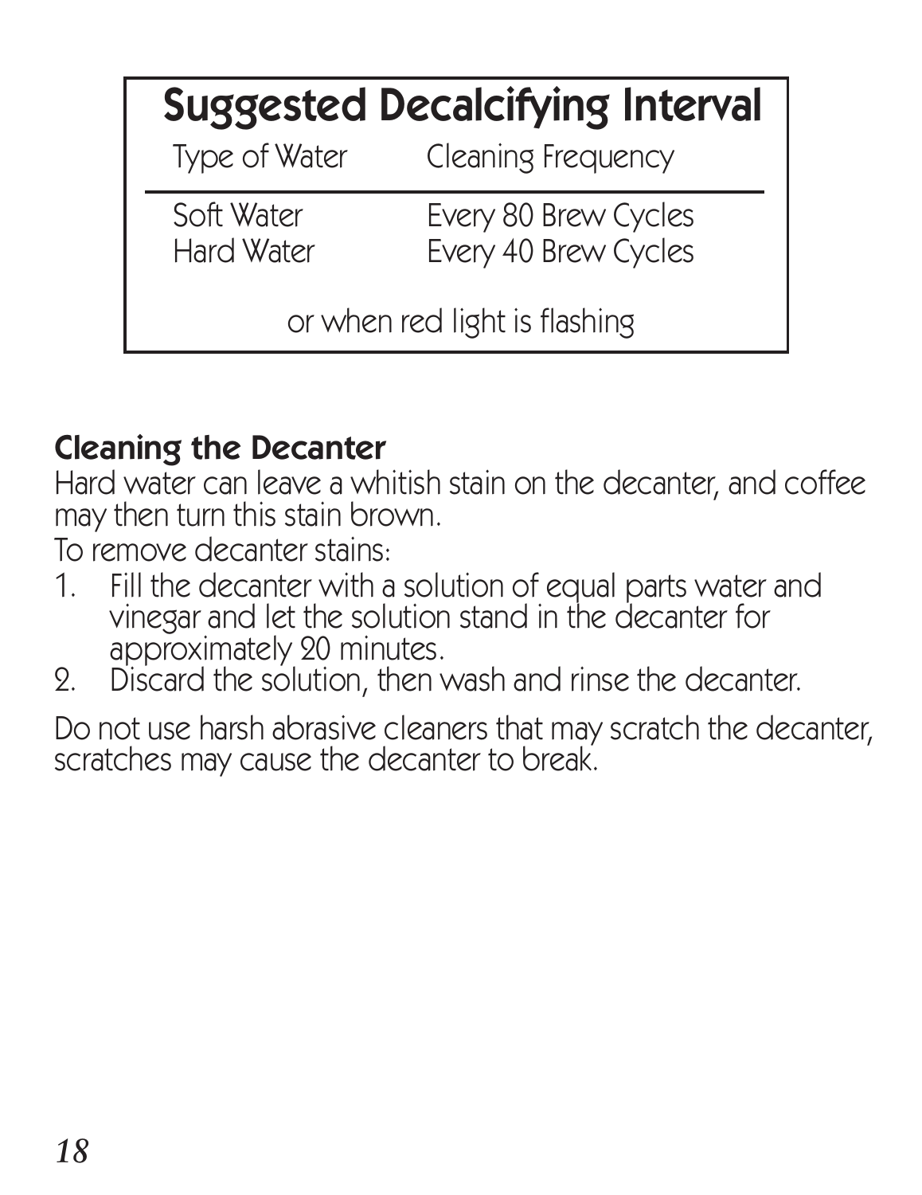## Suggested Decalcifying Interval

| Type of Water | Cleaning Frequency |
|---|---|
| Soft Water | Every 80 Brew Cycles |
| Hard Water | Every 40 Brew Cycles |

or when red light is flashing

### Cleaning the Decanter

Hard water can leave a whitish stain on the decanter, and coffee may then turn this stain brown.

To remove decanter stains:

1. Fill the decanter with a solution of equal parts water and vinegar and let the solution stand in the decanter for approximately 20 minutes.
2. Discard the solution, then wash and rinse the decanter.

Do not use harsh abrasive cleaners that may scratch the decanter, scratches may cause the decanter to break.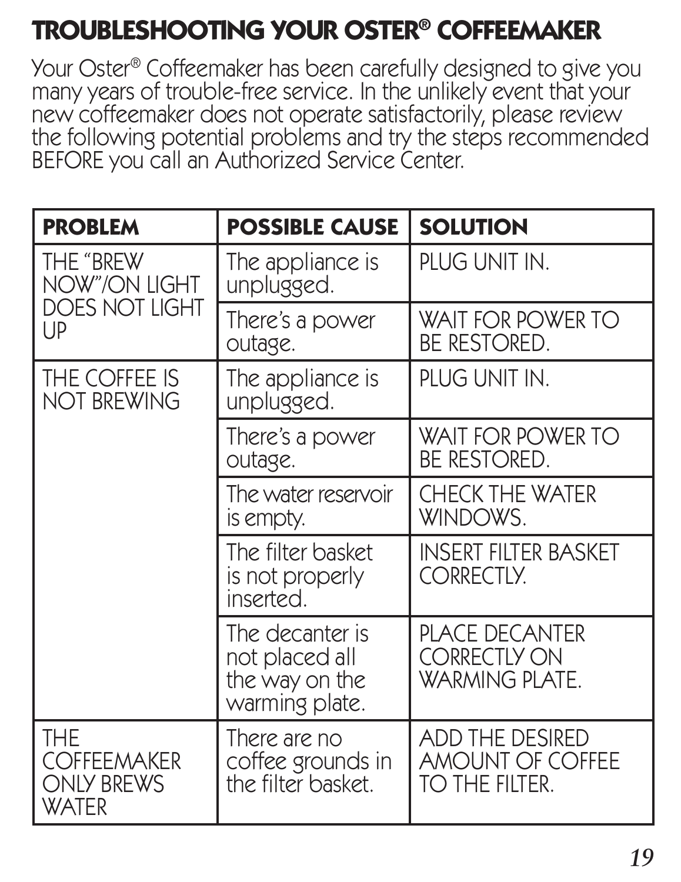# TROUBLESHOOTING YOUR OSTER® COFFEEMAKER

Your Oster® Coffeemaker has been carefully designed to give you many years of trouble-free service. In the unlikely event that your new coffeemaker does not operate satisfactorily, please review the following potential problems and try the steps recommended BEFORE you call an Authorized Service Center.

| PROBLEM | POSSIBLE CAUSE | SOLUTION |
|---|---|---|
| THE "BREW NOW"/ON LIGHT DOES NOT LIGHT UP | The appliance is unplugged. | PLUG UNIT IN. |
| | There's a power outage. | WAIT FOR POWER TO BE RESTORED. |
| THE COFFEE IS NOT BREWING | The appliance is unplugged. | PLUG UNIT IN. |
| | There's a power outage. | WAIT FOR POWER TO BE RESTORED. |
| | The water reservoir is empty. | CHECK THE WATER WINDOWS. |
| | The filter basket is not properly inserted. | INSERT FILTER BASKET CORRECTLY. |
| | The decanter is not placed all the way on the warming plate. | PLACE DECANTER CORRECTLY ON WARMING PLATE. |
| THE COFFEEMAKER ONLY BREWS WATER | There are no coffee grounds in the filter basket. | ADD THE DESIRED AMOUNT OF COFFEE TO THE FILTER. |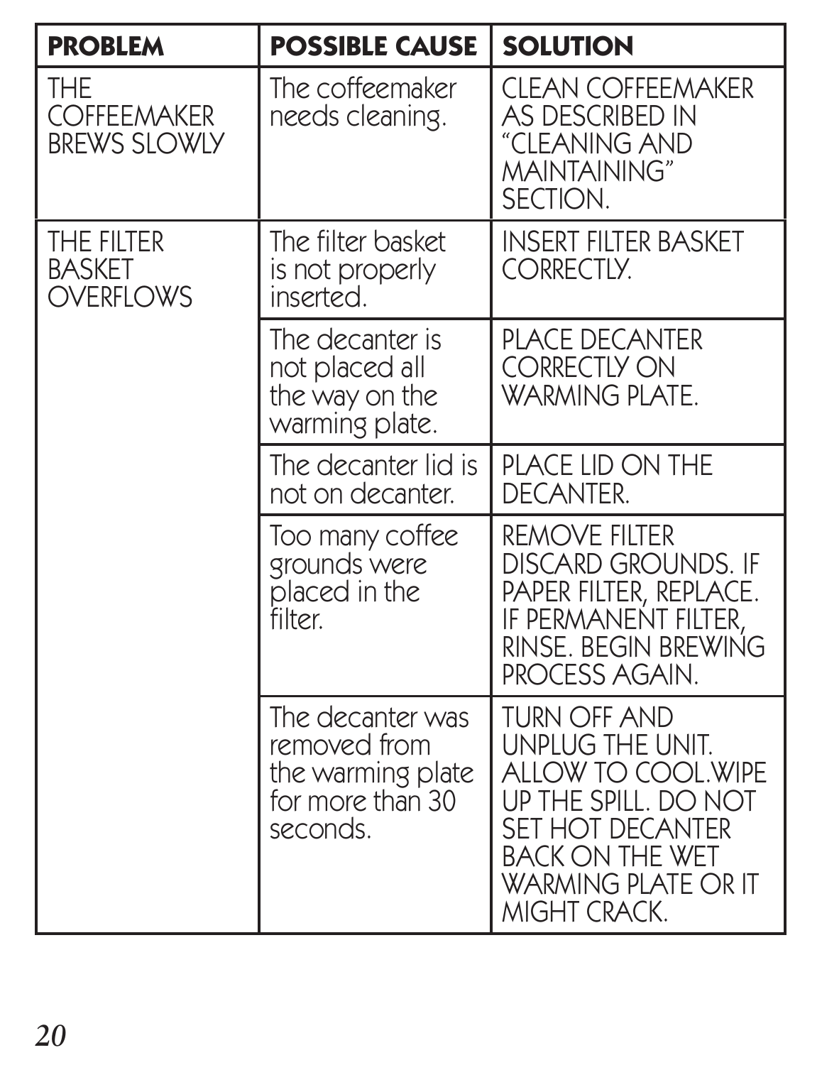| PROBLEM | POSSIBLE CAUSE | SOLUTION |
|---|---|---|
| THE COFFEEMAKER BREWS SLOWLY | The coffeemaker needs cleaning. | CLEAN COFFEEMAKER AS DESCRIBED IN "CLEANING AND MAINTAINING" SECTION. |
| THE FILTER BASKET OVERFLOWS | The filter basket is not properly inserted. | INSERT FILTER BASKET CORRECTLY. |
| | The decanter is not placed all the way on the warming plate. | PLACE DECANTER CORRECTLY ON WARMING PLATE. |
| | The decanter lid is not on decanter. | PLACE LID ON THE DECANTER. |
| | Too many coffee grounds were placed in the filter. | REMOVE FILTER DISCARD GROUNDS. IF PAPER FILTER, REPLACE. IF PERMANENT FILTER, RINSE. BEGIN BREWING PROCESS AGAIN. |
| | The decanter was removed from the warming plate for more than 30 seconds. | TURN OFF AND UNPLUG THE UNIT. ALLOW TO COOL.WIPE UP THE SPILL. DO NOT SET HOT DECANTER BACK ON THE WET WARMING PLATE OR IT MIGHT CRACK. |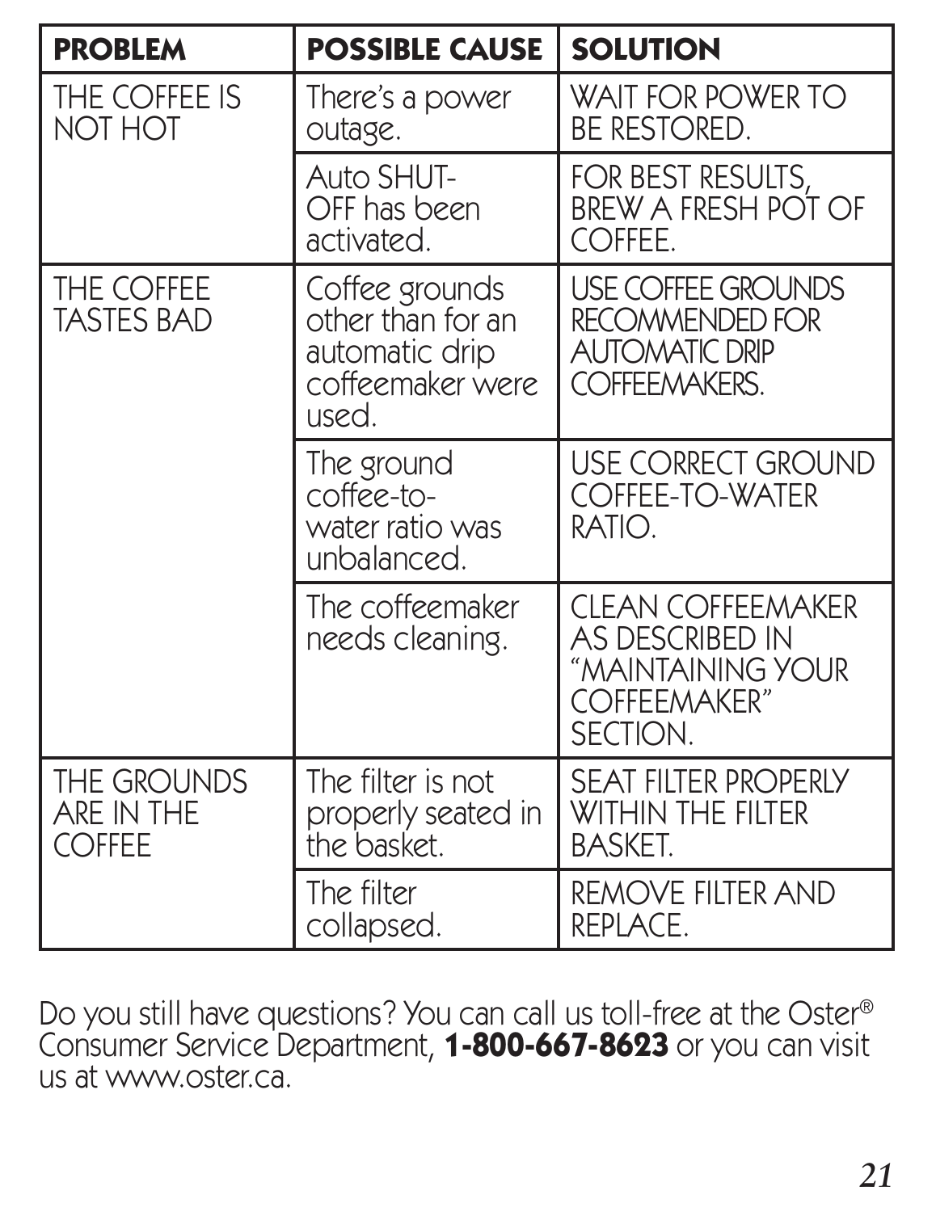| PROBLEM | POSSIBLE CAUSE | SOLUTION |
|---|---|---|
| THE COFFEE IS NOT HOT | There's a power outage. | WAIT FOR POWER TO BE RESTORED. |
| | Auto SHUT-OFF has been activated. | FOR BEST RESULTS, BREW A FRESH POT OF COFFEE. |
| THE COFFEE TASTES BAD | Coffee grounds other than for an automatic drip coffeemaker were used. | USE COFFEE GROUNDS RECOMMENDED FOR AUTOMATIC DRIP COFFEEMAKERS. |
| | The ground coffee-to-water ratio was unbalanced. | USE CORRECT GROUND COFFEE-TO-WATER RATIO. |
| | The coffeemaker needs cleaning. | CLEAN COFFEEMAKER AS DESCRIBED IN "MAINTAINING YOUR COFFEEMAKER" SECTION. |
| THE GROUNDS ARE IN THE COFFEE | The filter is not properly seated in the basket. | SEAT FILTER PROPERLY WITHIN THE FILTER BASKET. |
| | The filter collapsed. | REMOVE FILTER AND REPLACE. |

Do you still have questions? You can call us toll-free at the Oster® Consumer Service Department, **1-800-667-8623** or you can visit us at www.oster.ca.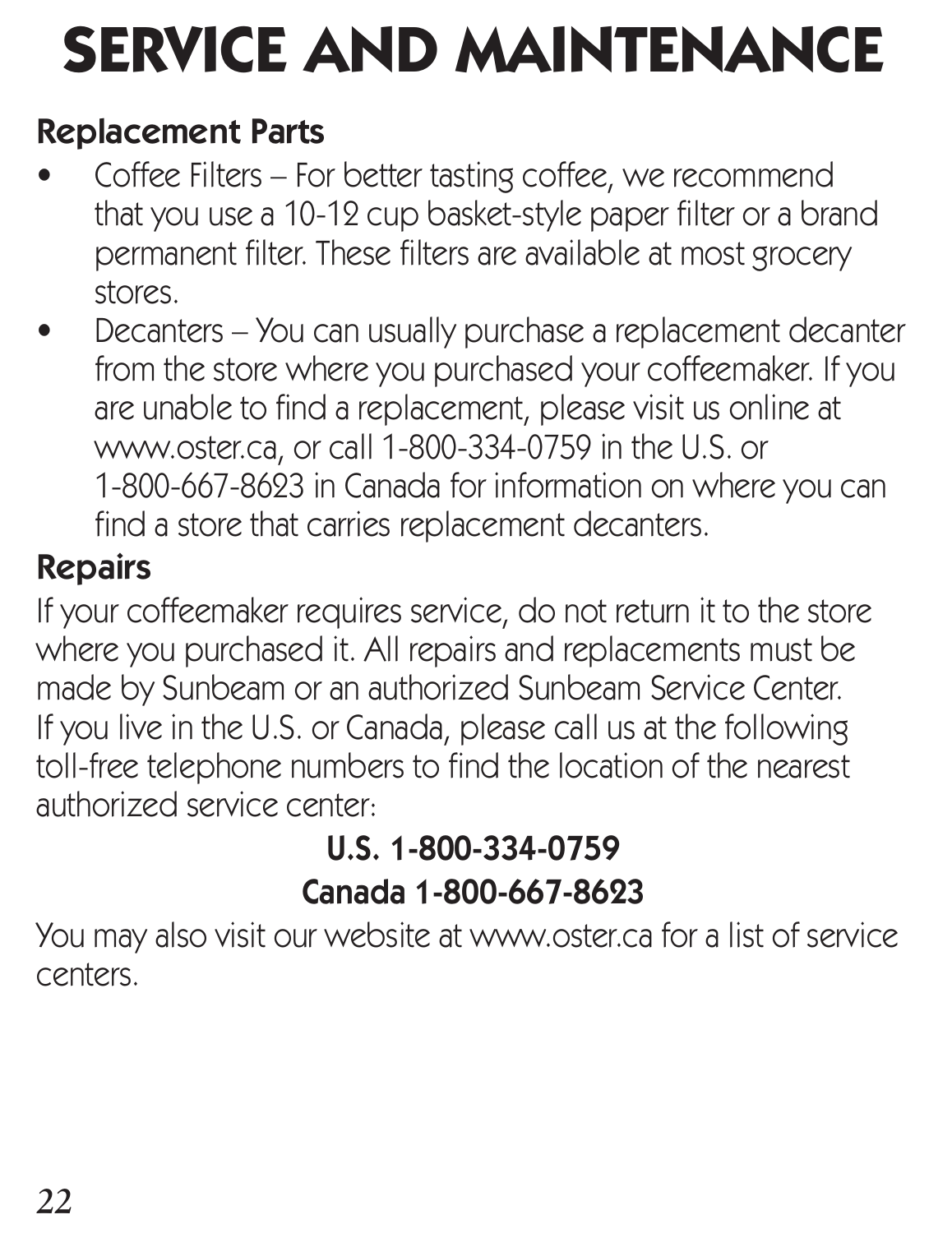# SERVICE AND MAINTENANCE

## Replacement Parts

- Coffee Filters – For better tasting coffee, we recommend that you use a 10-12 cup basket-style paper filter or a brand permanent filter. These filters are available at most grocery stores.
- Decanters – You can usually purchase a replacement decanter from the store where you purchased your coffeemaker. If you are unable to find a replacement, please visit us online at www.oster.ca, or call 1-800-334-0759 in the U.S. or 1-800-667-8623 in Canada for information on where you can find a store that carries replacement decanters.

## Repairs

If your coffeemaker requires service, do not return it to the store where you purchased it. All repairs and replacements must be made by Sunbeam or an authorized Sunbeam Service Center. If you live in the U.S. or Canada, please call us at the following toll-free telephone numbers to find the location of the nearest authorized service center:

**U.S. 1-800-334-0759**

**Canada 1-800-667-8623**

You may also visit our website at www.oster.ca for a list of service centers.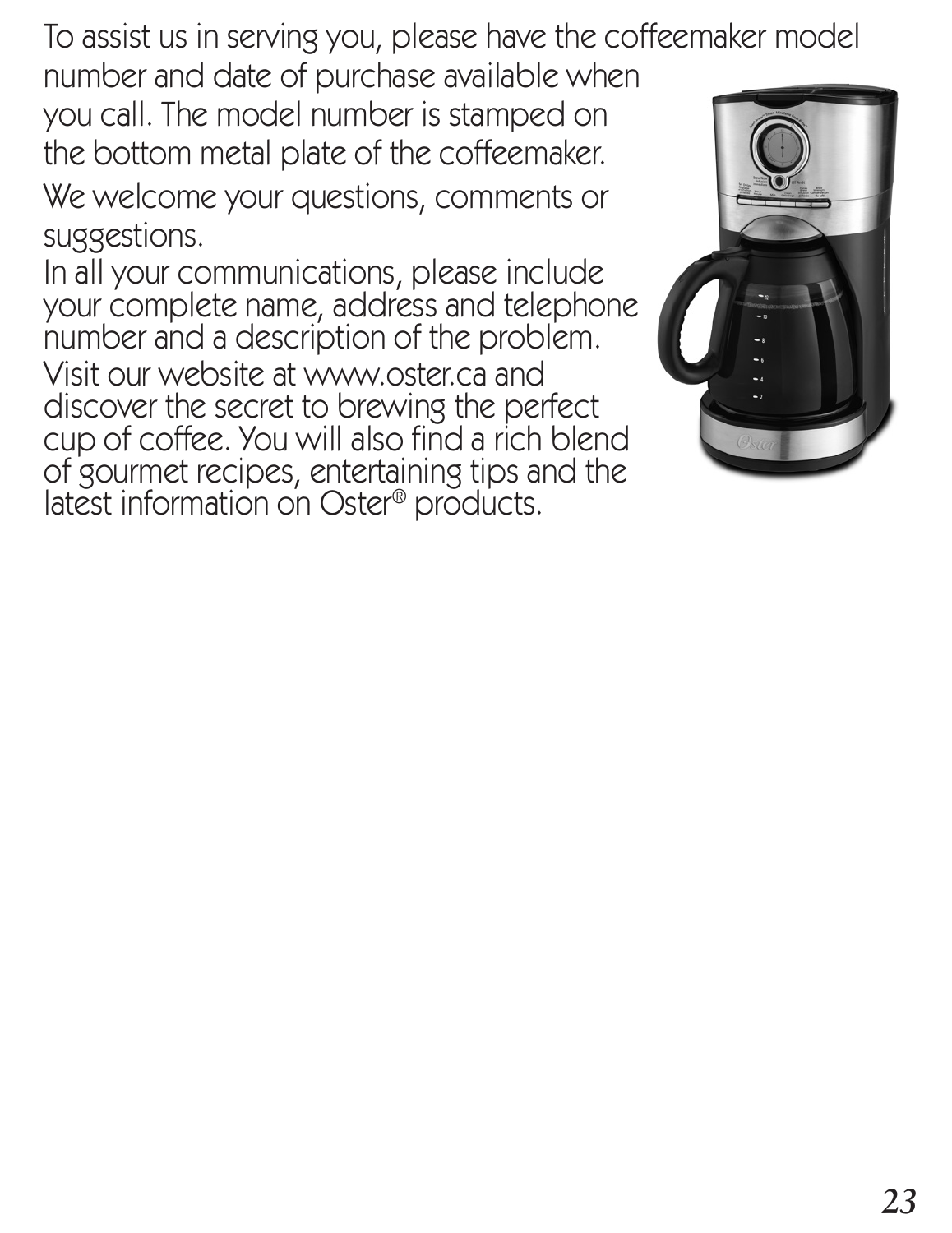To assist us in serving you, please have the coffeemaker model number and date of purchase available when you call. The model number is stamped on the bottom metal plate of the coffeemaker.

We welcome your questions, comments or suggestions.

In all your communications, please include your complete name, address and telephone number and a description of the problem.

Visit our website at www.oster.ca and discover the secret to brewing the perfect cup of coffee. You will also find a rich blend of gourmet recipes, entertaining tips and the latest information on Oster® products.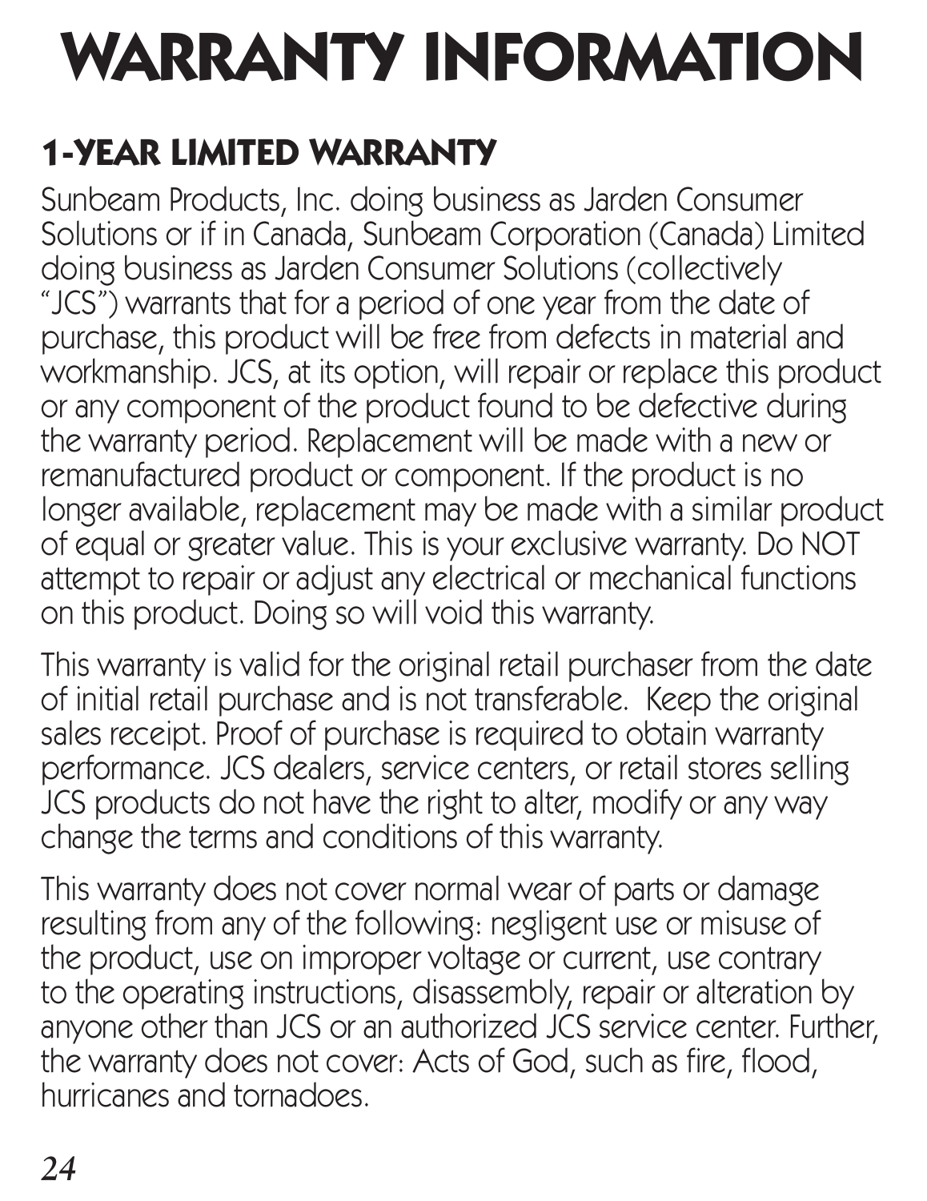# WARRANTY INFORMATION

## 1-YEAR LIMITED WARRANTY

Sunbeam Products, Inc. doing business as Jarden Consumer Solutions or if in Canada, Sunbeam Corporation (Canada) Limited doing business as Jarden Consumer Solutions (collectively "JCS") warrants that for a period of one year from the date of purchase, this product will be free from defects in material and workmanship. JCS, at its option, will repair or replace this product or any component of the product found to be defective during the warranty period. Replacement will be made with a new or remanufactured product or component. If the product is no longer available, replacement may be made with a similar product of equal or greater value. This is your exclusive warranty. Do NOT attempt to repair or adjust any electrical or mechanical functions on this product. Doing so will void this warranty.

This warranty is valid for the original retail purchaser from the date of initial retail purchase and is not transferable. Keep the original sales receipt. Proof of purchase is required to obtain warranty performance. JCS dealers, service centers, or retail stores selling JCS products do not have the right to alter, modify or any way change the terms and conditions of this warranty.

This warranty does not cover normal wear of parts or damage resulting from any of the following: negligent use or misuse of the product, use on improper voltage or current, use contrary to the operating instructions, disassembly, repair or alteration by anyone other than JCS or an authorized JCS service center. Further, the warranty does not cover: Acts of God, such as fire, flood, hurricanes and tornadoes.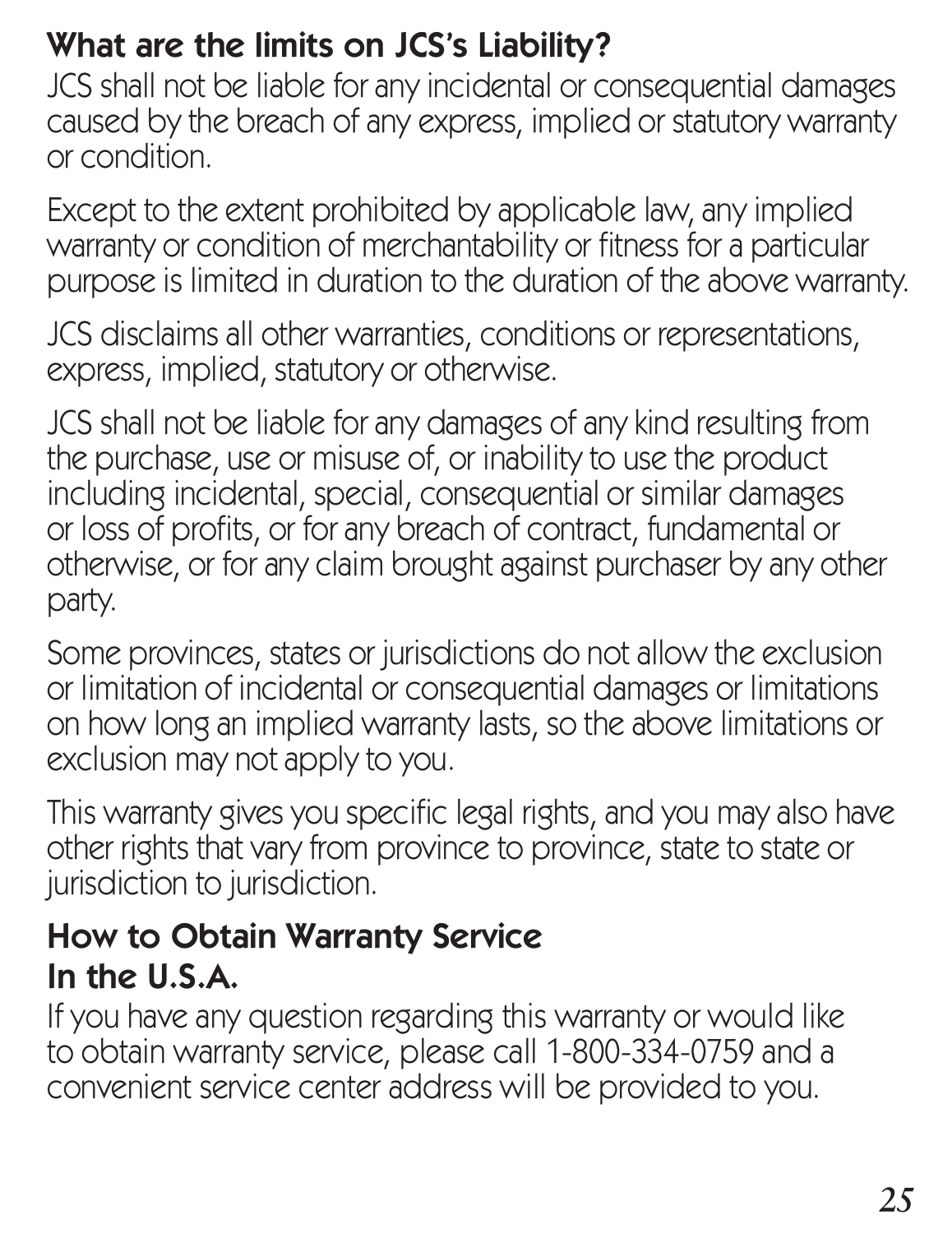## What are the limits on JCS's Liability?

JCS shall not be liable for any incidental or consequential damages caused by the breach of any express, implied or statutory warranty or condition.

Except to the extent prohibited by applicable law, any implied warranty or condition of merchantability or fitness for a particular purpose is limited in duration to the duration of the above warranty.

JCS disclaims all other warranties, conditions or representations, express, implied, statutory or otherwise.

JCS shall not be liable for any damages of any kind resulting from the purchase, use or misuse of, or inability to use the product including incidental, special, consequential or similar damages or loss of profits, or for any breach of contract, fundamental or otherwise, or for any claim brought against purchaser by any other party.

Some provinces, states or jurisdictions do not allow the exclusion or limitation of incidental or consequential damages or limitations on how long an implied warranty lasts, so the above limitations or exclusion may not apply to you.

This warranty gives you specific legal rights, and you may also have other rights that vary from province to province, state to state or jurisdiction to jurisdiction.

## How to Obtain Warranty Service

### In the U.S.A.

If you have any question regarding this warranty or would like to obtain warranty service, please call 1-800-334-0759 and a convenient service center address will be provided to you.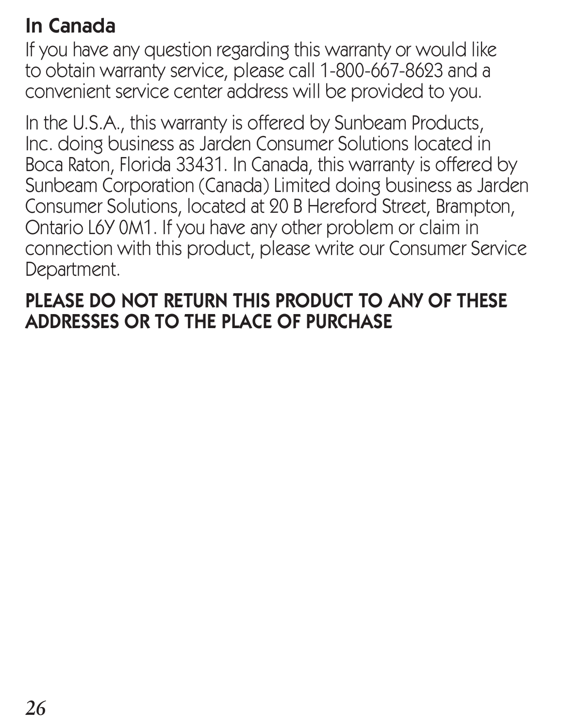### In Canada

If you have any question regarding this warranty or would like to obtain warranty service, please call 1-800-667-8623 and a convenient service center address will be provided to you.

In the U.S.A., this warranty is offered by Sunbeam Products, Inc. doing business as Jarden Consumer Solutions located in Boca Raton, Florida 33431. In Canada, this warranty is offered by Sunbeam Corporation (Canada) Limited doing business as Jarden Consumer Solutions, located at 20 B Hereford Street, Brampton, Ontario L6Y 0M1. If you have any other problem or claim in connection with this product, please write our Consumer Service Department.

**PLEASE DO NOT RETURN THIS PRODUCT TO ANY OF THESE ADDRESSES OR TO THE PLACE OF PURCHASE**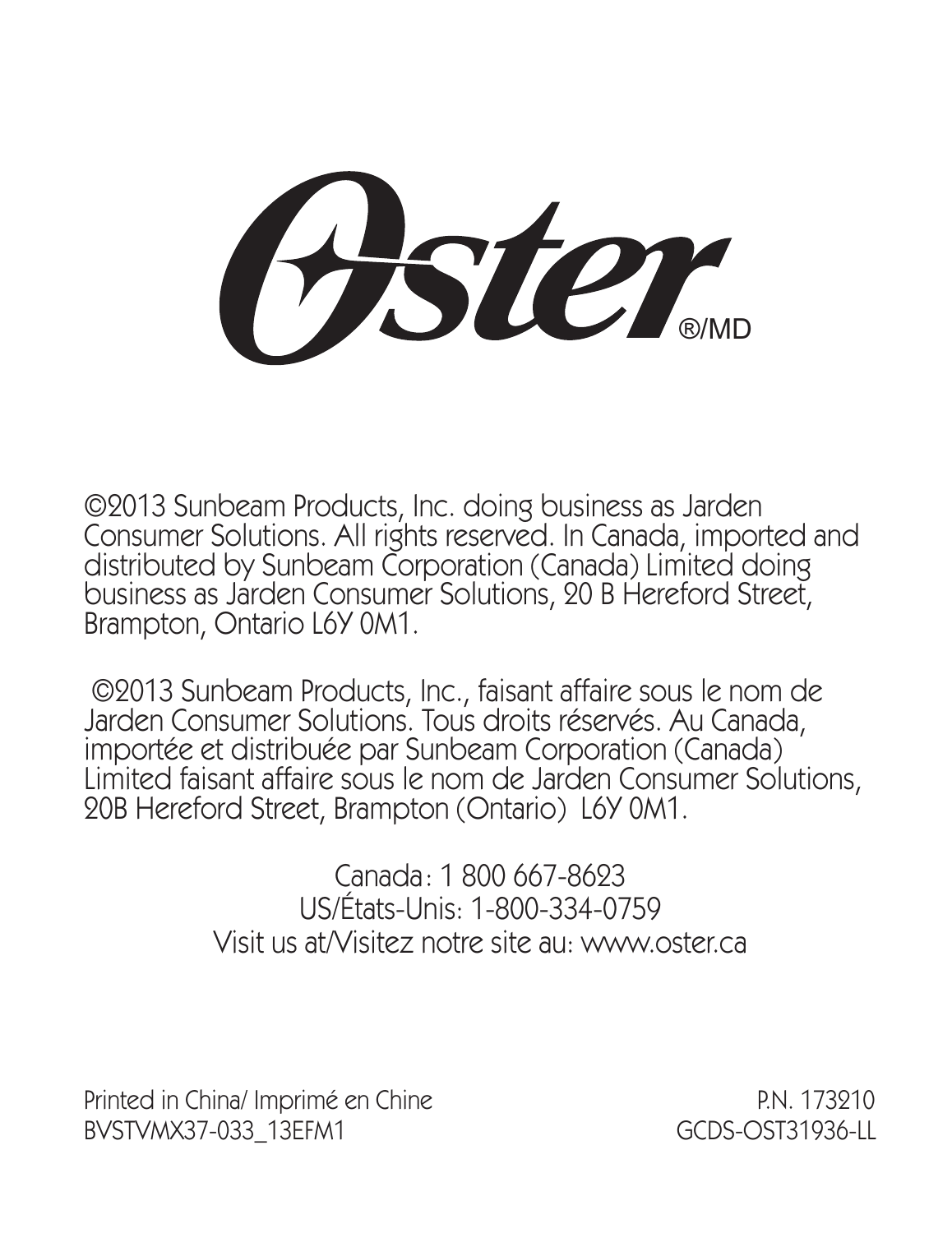# Oster®/MD

©2013 Sunbeam Products, Inc. doing business as Jarden Consumer Solutions. All rights reserved. In Canada, imported and distributed by Sunbeam Corporation (Canada) Limited doing business as Jarden Consumer Solutions, 20 B Hereford Street, Brampton, Ontario L6Y 0M1.

©2013 Sunbeam Products, Inc., faisant affaire sous le nom de Jarden Consumer Solutions. Tous droits réservés. Au Canada, importée et distribuée par Sunbeam Corporation (Canada) Limited faisant affaire sous le nom de Jarden Consumer Solutions, 20B Hereford Street, Brampton (Ontario) L6Y 0M1.

Canada : 1 800 667-8623
US/États-Unis: 1-800-334-0759
Visit us at/Visitez notre site au: www.oster.ca

Printed in China/ Imprimé en Chine
BVSTVMX37-033_13EFM1

P.N. 173210
GCDS-OST31936-LL